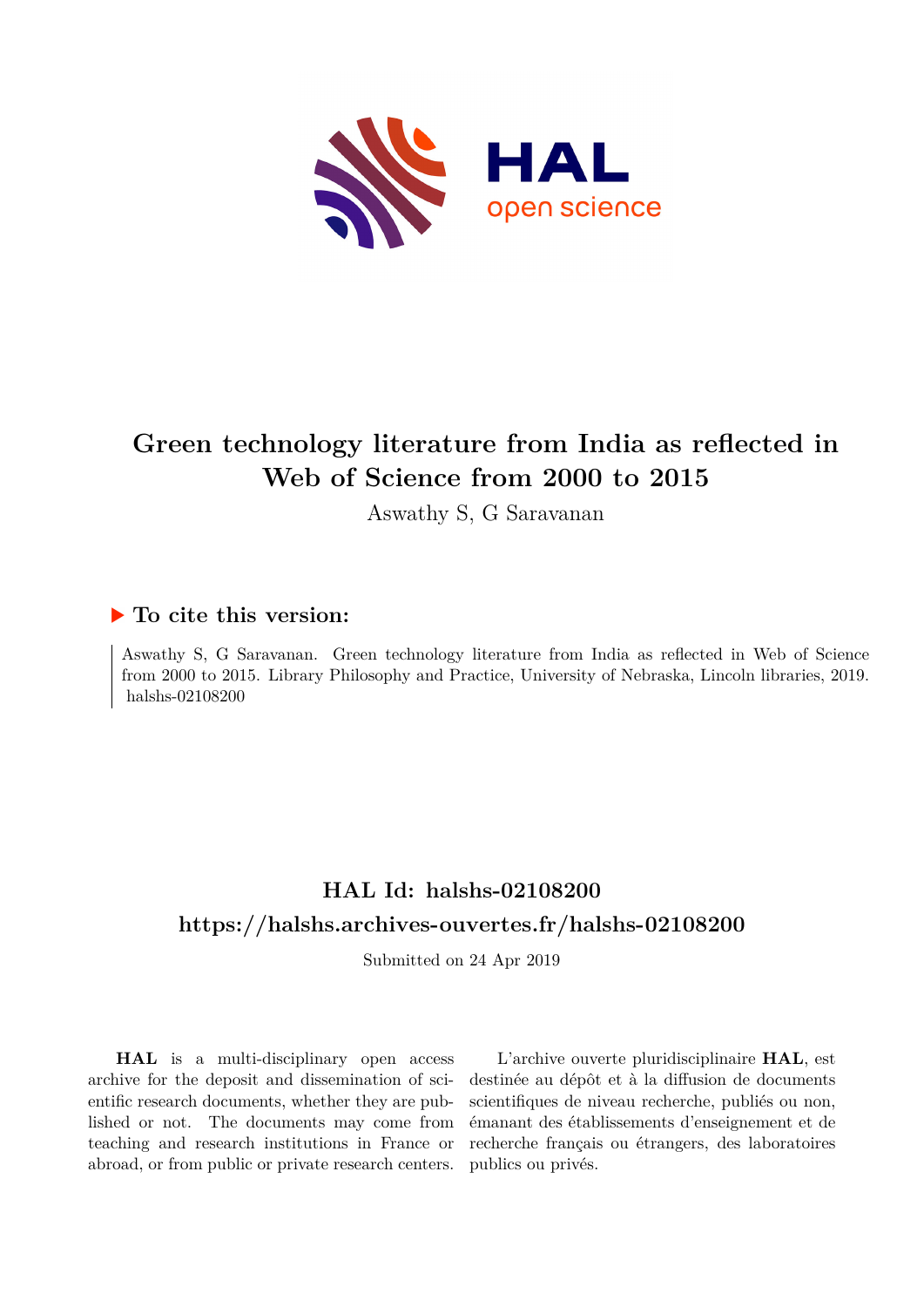# Green technology literature from India as reflected in Web of Science from 2000 to 2015

Aswathy S, G Saravanan

## ▶ To cite this version:

Aswathy S, G Saravanan. Green technology literature from India as reflected in Web of Science from 2000 to 2015. Library Philosophy and Practice, University of Nebraska, Lincoln libraries, 2019. halshs-02108200

## HAL Id: halshs-02108200

## https://halshs.archives-ouvertes.fr/halshs-02108200

Submitted on 24 Apr 2019

**HAL** is a multi-disciplinary open access archive for the deposit and dissemination of scientific research documents, whether they are published or not. The documents may come from teaching and research institutions in France or abroad, or from public or private research centers.

L'archive ouverte pluridisciplinaire **HAL**, est destinée au dépôt et à la diffusion de documents scientifiques de niveau recherche, publiés ou non, émanant des établissements d'enseignement et de recherche français ou étrangers, des laboratoires publics ou privés.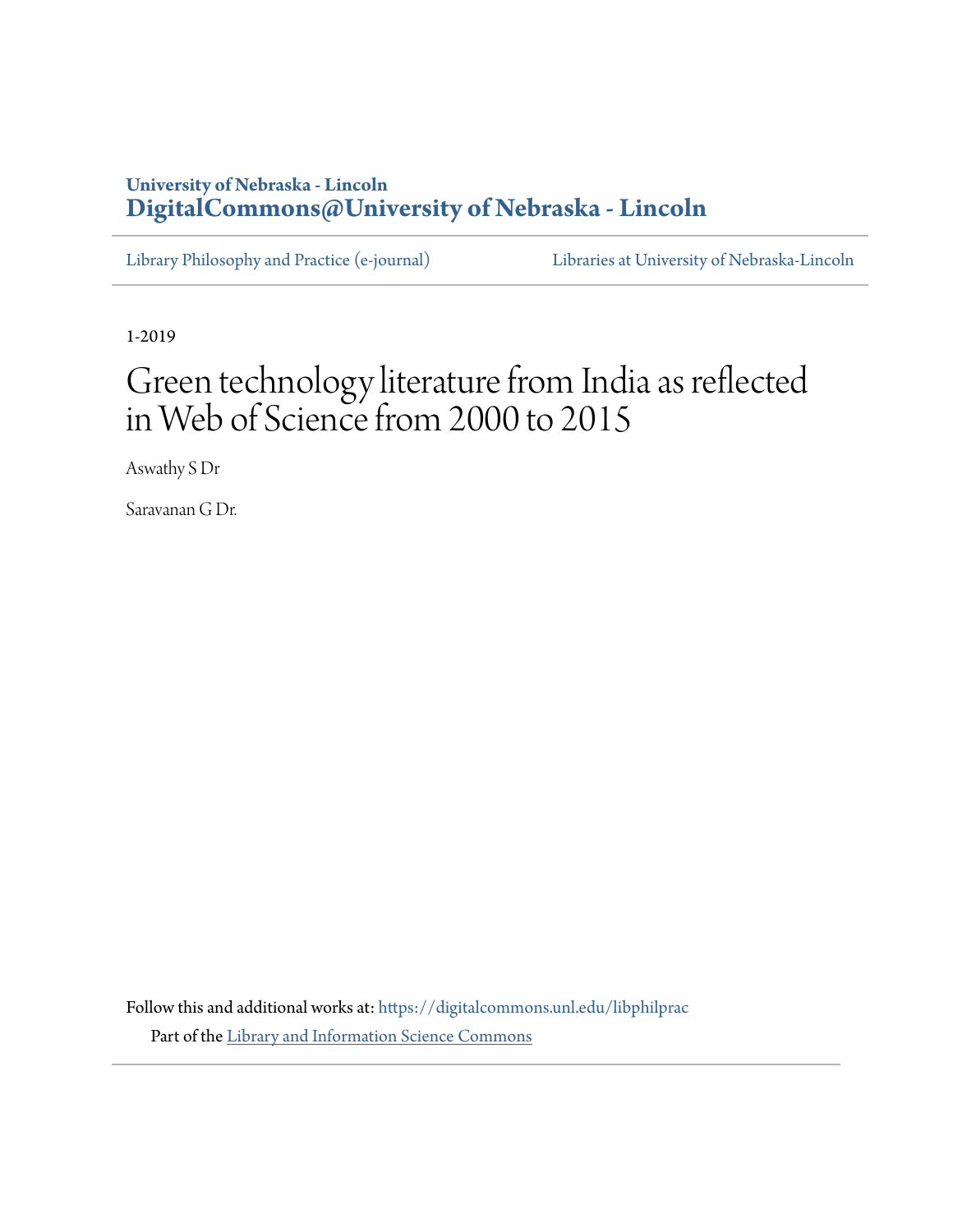University of Nebraska - Lincoln
**DigitalCommons@University of Nebraska - Lincoln**

Library Philosophy and Practice (e-journal) | Libraries at University of Nebraska-Lincoln

1-2019

# Green technology literature from India as reflected in Web of Science from 2000 to 2015

Aswathy S Dr

Saravanan G Dr.

Follow this and additional works at: https://digitalcommons.unl.edu/libphilprac

Part of the Library and Information Science Commons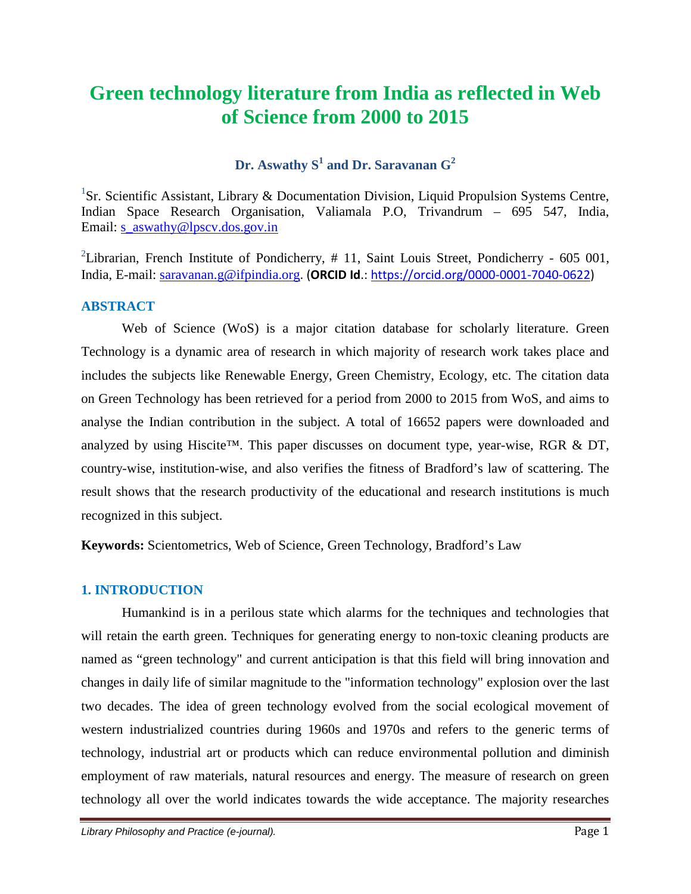# Green technology literature from India as reflected in Web of Science from 2000 to 2015

**Dr. Aswathy S[1] and Dr. Saravanan G[2]**

[1]Sr. Scientific Assistant, Library & Documentation Division, Liquid Propulsion Systems Centre, Indian Space Research Organisation, Valiamala P.O, Trivandrum – 695 547, India, Email: s_aswathy@lpscv.dos.gov.in

[2]Librarian, French Institute of Pondicherry, # 11, Saint Louis Street, Pondicherry - 605 001, India, E-mail: saravanan.g@ifpindia.org. (**ORCID Id**.: https://orcid.org/0000-0001-7040-0622)

## ABSTRACT

Web of Science (WoS) is a major citation database for scholarly literature. Green Technology is a dynamic area of research in which majority of research work takes place and includes the subjects like Renewable Energy, Green Chemistry, Ecology, etc. The citation data on Green Technology has been retrieved for a period from 2000 to 2015 from WoS, and aims to analyse the Indian contribution in the subject. A total of 16652 papers were downloaded and analyzed by using Hiscite™. This paper discusses on document type, year-wise, RGR & DT, country-wise, institution-wise, and also verifies the fitness of Bradford's law of scattering. The result shows that the research productivity of the educational and research institutions is much recognized in this subject.

**Keywords:** Scientometrics, Web of Science, Green Technology, Bradford's Law

## 1. INTRODUCTION

Humankind is in a perilous state which alarms for the techniques and technologies that will retain the earth green. Techniques for generating energy to non-toxic cleaning products are named as "green technology" and current anticipation is that this field will bring innovation and changes in daily life of similar magnitude to the "information technology" explosion over the last two decades. The idea of green technology evolved from the social ecological movement of western industrialized countries during 1960s and 1970s and refers to the generic terms of technology, industrial art or products which can reduce environmental pollution and diminish employment of raw materials, natural resources and energy. The measure of research on green technology all over the world indicates towards the wide acceptance. The majority researches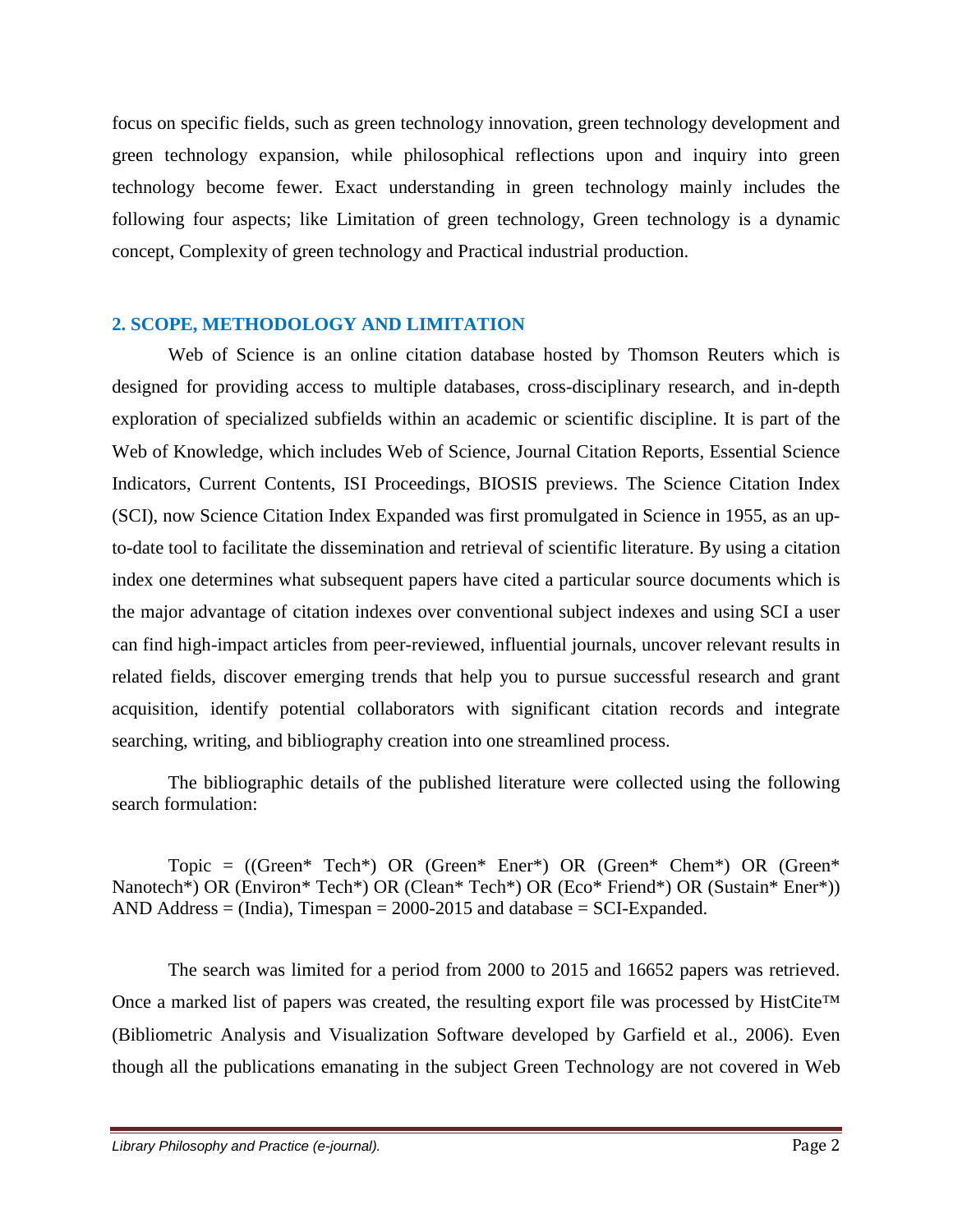focus on specific fields, such as green technology innovation, green technology development and green technology expansion, while philosophical reflections upon and inquiry into green technology become fewer. Exact understanding in green technology mainly includes the following four aspects; like Limitation of green technology, Green technology is a dynamic concept, Complexity of green technology and Practical industrial production.

## 2. SCOPE, METHODOLOGY AND LIMITATION

Web of Science is an online citation database hosted by Thomson Reuters which is designed for providing access to multiple databases, cross-disciplinary research, and in-depth exploration of specialized subfields within an academic or scientific discipline. It is part of the Web of Knowledge, which includes Web of Science, Journal Citation Reports, Essential Science Indicators, Current Contents, ISI Proceedings, BIOSIS previews. The Science Citation Index (SCI), now Science Citation Index Expanded was first promulgated in Science in 1955, as an up-to-date tool to facilitate the dissemination and retrieval of scientific literature. By using a citation index one determines what subsequent papers have cited a particular source documents which is the major advantage of citation indexes over conventional subject indexes and using SCI a user can find high-impact articles from peer-reviewed, influential journals, uncover relevant results in related fields, discover emerging trends that help you to pursue successful research and grant acquisition, identify potential collaborators with significant citation records and integrate searching, writing, and bibliography creation into one streamlined process.

The bibliographic details of the published literature were collected using the following search formulation:

Topic = ((Green* Tech*) OR (Green* Ener*) OR (Green* Chem*) OR (Green* Nanotech*) OR (Environ* Tech*) OR (Clean* Tech*) OR (Eco* Friend*) OR (Sustain* Ener*)) AND Address = (India), Timespan = 2000-2015 and database = SCI-Expanded.

The search was limited for a period from 2000 to 2015 and 16652 papers was retrieved. Once a marked list of papers was created, the resulting export file was processed by HistCite™ (Bibliometric Analysis and Visualization Software developed by Garfield et al., 2006). Even though all the publications emanating in the subject Green Technology are not covered in Web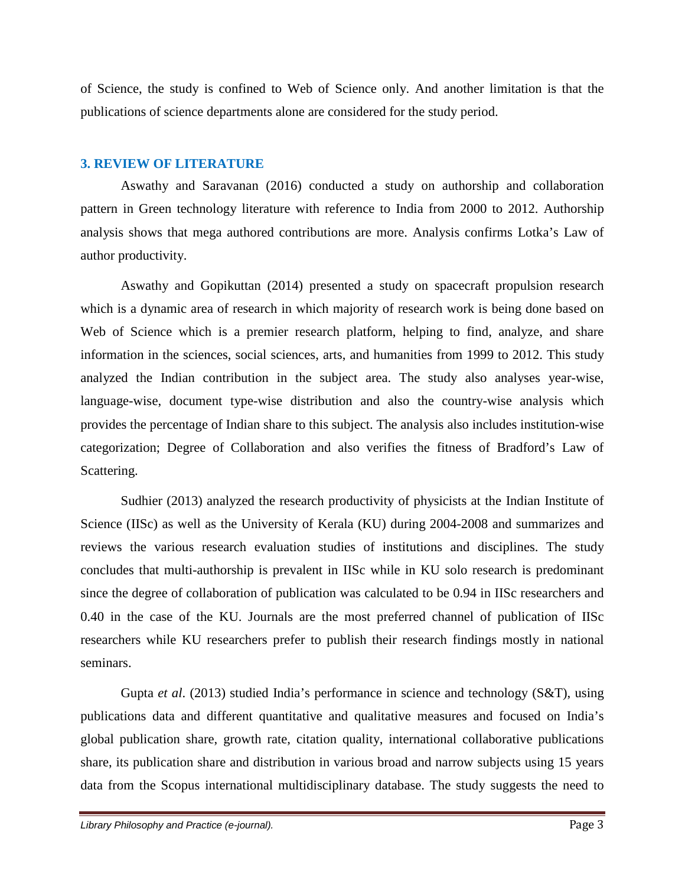of Science, the study is confined to Web of Science only. And another limitation is that the publications of science departments alone are considered for the study period.

## 3. REVIEW OF LITERATURE

Aswathy and Saravanan (2016) conducted a study on authorship and collaboration pattern in Green technology literature with reference to India from 2000 to 2012. Authorship analysis shows that mega authored contributions are more. Analysis confirms Lotka's Law of author productivity.

Aswathy and Gopikuttan (2014) presented a study on spacecraft propulsion research which is a dynamic area of research in which majority of research work is being done based on Web of Science which is a premier research platform, helping to find, analyze, and share information in the sciences, social sciences, arts, and humanities from 1999 to 2012. This study analyzed the Indian contribution in the subject area. The study also analyses year-wise, language-wise, document type-wise distribution and also the country-wise analysis which provides the percentage of Indian share to this subject. The analysis also includes institution-wise categorization; Degree of Collaboration and also verifies the fitness of Bradford's Law of Scattering.

Sudhier (2013) analyzed the research productivity of physicists at the Indian Institute of Science (IISc) as well as the University of Kerala (KU) during 2004-2008 and summarizes and reviews the various research evaluation studies of institutions and disciplines. The study concludes that multi-authorship is prevalent in IISc while in KU solo research is predominant since the degree of collaboration of publication was calculated to be 0.94 in IISc researchers and 0.40 in the case of the KU. Journals are the most preferred channel of publication of IISc researchers while KU researchers prefer to publish their research findings mostly in national seminars.

Gupta *et al*. (2013) studied India's performance in science and technology (S&T), using publications data and different quantitative and qualitative measures and focused on India's global publication share, growth rate, citation quality, international collaborative publications share, its publication share and distribution in various broad and narrow subjects using 15 years data from the Scopus international multidisciplinary database. The study suggests the need to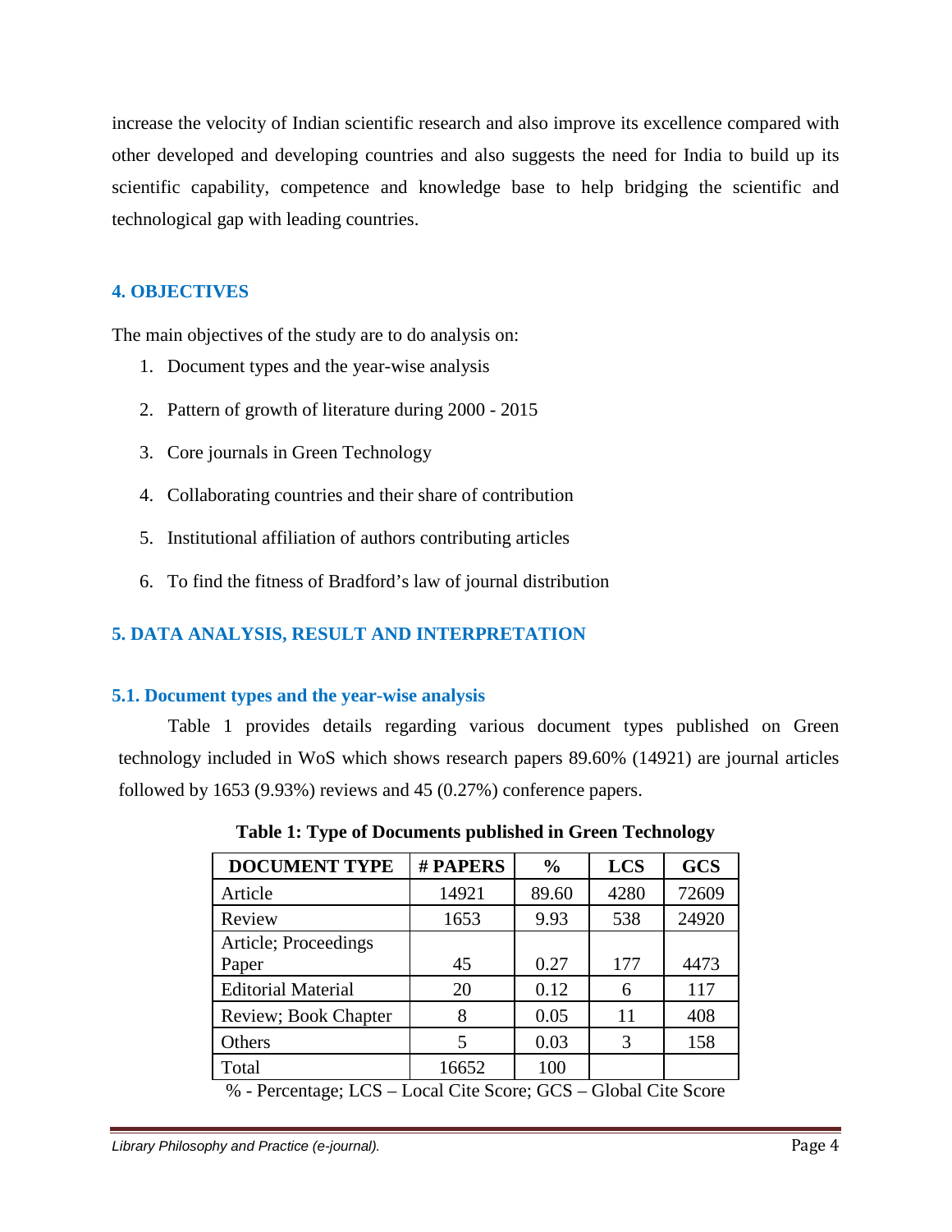increase the velocity of Indian scientific research and also improve its excellence compared with other developed and developing countries and also suggests the need for India to build up its scientific capability, competence and knowledge base to help bridging the scientific and technological gap with leading countries.

## 4. OBJECTIVES

The main objectives of the study are to do analysis on:

1. Document types and the year-wise analysis
2. Pattern of growth of literature during 2000 - 2015
3. Core journals in Green Technology
4. Collaborating countries and their share of contribution
5. Institutional affiliation of authors contributing articles
6. To find the fitness of Bradford's law of journal distribution

## 5. DATA ANALYSIS, RESULT AND INTERPRETATION

### 5.1. Document types and the year-wise analysis

Table 1 provides details regarding various document types published on Green technology included in WoS which shows research papers 89.60% (14921) are journal articles followed by 1653 (9.93%) reviews and 45 (0.27%) conference papers.

**Table 1: Type of Documents published in Green Technology**

| DOCUMENT TYPE | # PAPERS | % | LCS | GCS |
|---|---|---|---|---|
| Article | 14921 | 89.60 | 4280 | 72609 |
| Review | 1653 | 9.93 | 538 | 24920 |
| Article; Proceedings Paper | 45 | 0.27 | 177 | 4473 |
| Editorial Material | 20 | 0.12 | 6 | 117 |
| Review; Book Chapter | 8 | 0.05 | 11 | 408 |
| Others | 5 | 0.03 | 3 | 158 |
| Total | 16652 | 100 | | |

% - Percentage; LCS – Local Cite Score; GCS – Global Cite Score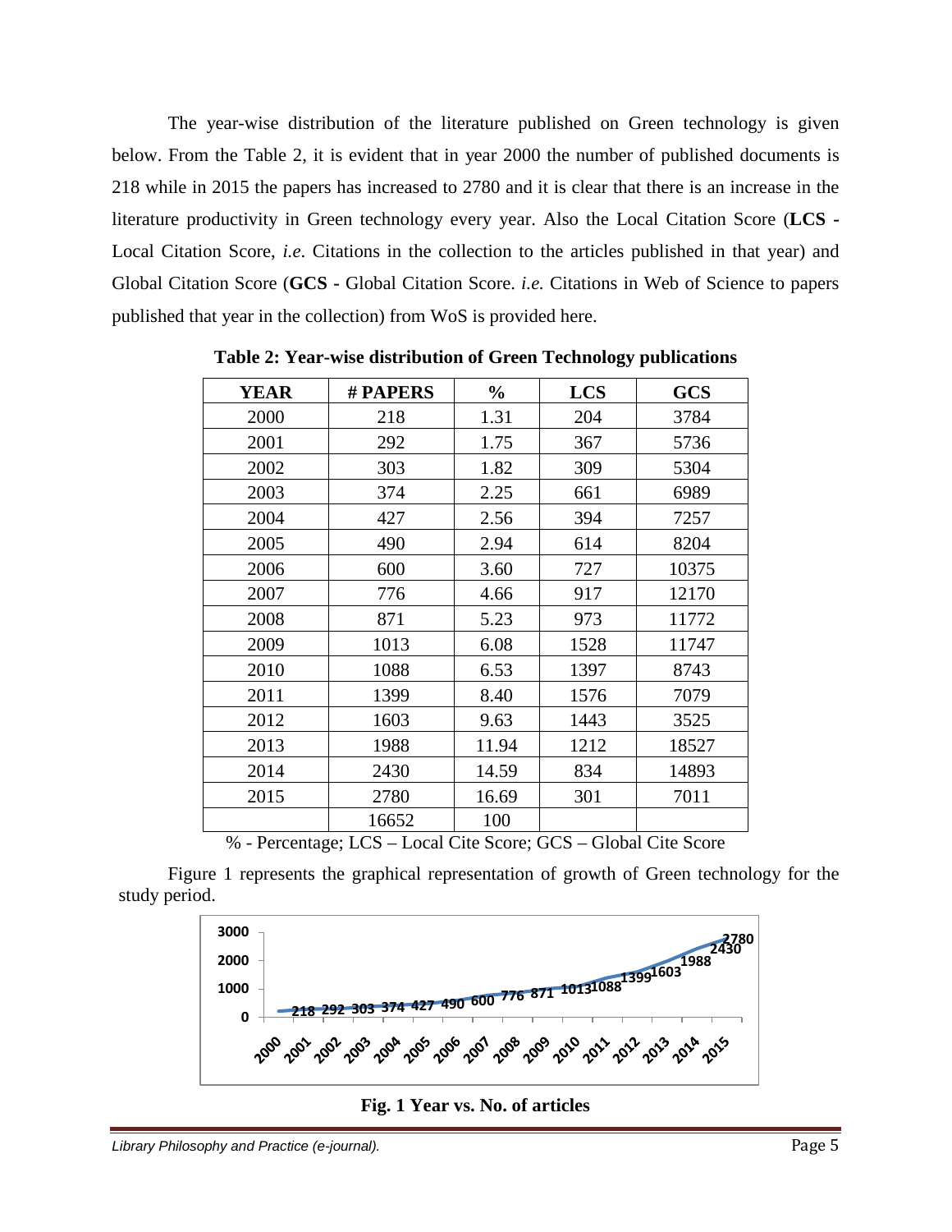The year-wise distribution of the literature published on Green technology is given below. From the Table 2, it is evident that in year 2000 the number of published documents is 218 while in 2015 the papers has increased to 2780 and it is clear that there is an increase in the literature productivity in Green technology every year. Also the Local Citation Score (**LCS** - Local Citation Score, *i.e*. Citations in the collection to the articles published in that year) and Global Citation Score (**GCS** - Global Citation Score. *i.e.* Citations in Web of Science to papers published that year in the collection) from WoS is provided here.

**Table 2: Year-wise distribution of Green Technology publications**

| YEAR | # PAPERS | % | LCS | GCS |
|---|---|---|---|---|
| 2000 | 218 | 1.31 | 204 | 3784 |
| 2001 | 292 | 1.75 | 367 | 5736 |
| 2002 | 303 | 1.82 | 309 | 5304 |
| 2003 | 374 | 2.25 | 661 | 6989 |
| 2004 | 427 | 2.56 | 394 | 7257 |
| 2005 | 490 | 2.94 | 614 | 8204 |
| 2006 | 600 | 3.60 | 727 | 10375 |
| 2007 | 776 | 4.66 | 917 | 12170 |
| 2008 | 871 | 5.23 | 973 | 11772 |
| 2009 | 1013 | 6.08 | 1528 | 11747 |
| 2010 | 1088 | 6.53 | 1397 | 8743 |
| 2011 | 1399 | 8.40 | 1576 | 7079 |
| 2012 | 1603 | 9.63 | 1443 | 3525 |
| 2013 | 1988 | 11.94 | 1212 | 18527 |
| 2014 | 2430 | 14.59 | 834 | 14893 |
| 2015 | 2780 | 16.69 | 301 | 7011 |
| | 16652 | 100 | | |

% - Percentage; LCS – Local Cite Score; GCS – Global Cite Score

Figure 1 represents the graphical representation of growth of Green technology for the study period.

**Fig. 1 Year vs. No. of articles**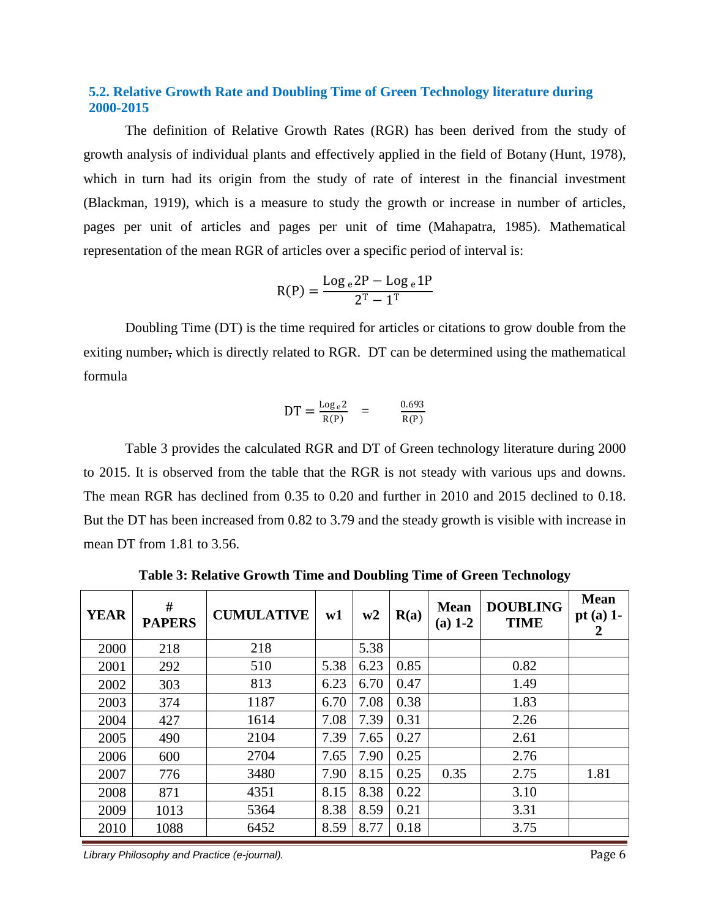### 5.2. Relative Growth Rate and Doubling Time of Green Technology literature during 2000-2015

The definition of Relative Growth Rates (RGR) has been derived from the study of growth analysis of individual plants and effectively applied in the field of Botany (Hunt, 1978), which in turn had its origin from the study of rate of interest in the financial investment (Blackman, 1919), which is a measure to study the growth or increase in number of articles, pages per unit of articles and pages per unit of time (Mahapatra, 1985). Mathematical representation of the mean RGR of articles over a specific period of interval is:

$$\mathrm{R(P)} = \frac{\mathrm{Log}_e 2\mathrm{P} - \mathrm{Log}_e 1\mathrm{P}}{2^{\mathrm{T}} - 1^{\mathrm{T}}}$$

Doubling Time (DT) is the time required for articles or citations to grow double from the exiting number, which is directly related to RGR. DT can be determined using the mathematical formula

$$\mathrm{DT} = \frac{\mathrm{Log}_e 2}{\mathrm{R(P)}} = \frac{0.693}{\mathrm{R(P)}}$$

Table 3 provides the calculated RGR and DT of Green technology literature during 2000 to 2015. It is observed from the table that the RGR is not steady with various ups and downs. The mean RGR has declined from 0.35 to 0.20 and further in 2010 and 2015 declined to 0.18. But the DT has been increased from 0.82 to 3.79 and the steady growth is visible with increase in mean DT from 1.81 to 3.56.

**Table 3: Relative Growth Time and Doubling Time of Green Technology**

| YEAR | # PAPERS | CUMULATIVE | w1 | w2 | R(a) | Mean (a) 1-2 | DOUBLING TIME | Mean pt (a) 1-2 |
|---|---|---|---|---|---|---|---|---|
| 2000 | 218 | 218 | | 5.38 | | | | |
| 2001 | 292 | 510 | 5.38 | 6.23 | 0.85 | | 0.82 | |
| 2002 | 303 | 813 | 6.23 | 6.70 | 0.47 | | 1.49 | |
| 2003 | 374 | 1187 | 6.70 | 7.08 | 0.38 | | 1.83 | |
| 2004 | 427 | 1614 | 7.08 | 7.39 | 0.31 | | 2.26 | |
| 2005 | 490 | 2104 | 7.39 | 7.65 | 0.27 | | 2.61 | |
| 2006 | 600 | 2704 | 7.65 | 7.90 | 0.25 | | 2.76 | |
| 2007 | 776 | 3480 | 7.90 | 8.15 | 0.25 | 0.35 | 2.75 | 1.81 |
| 2008 | 871 | 4351 | 8.15 | 8.38 | 0.22 | | 3.10 | |
| 2009 | 1013 | 5364 | 8.38 | 8.59 | 0.21 | | 3.31 | |
| 2010 | 1088 | 6452 | 8.59 | 8.77 | 0.18 | | 3.75 | |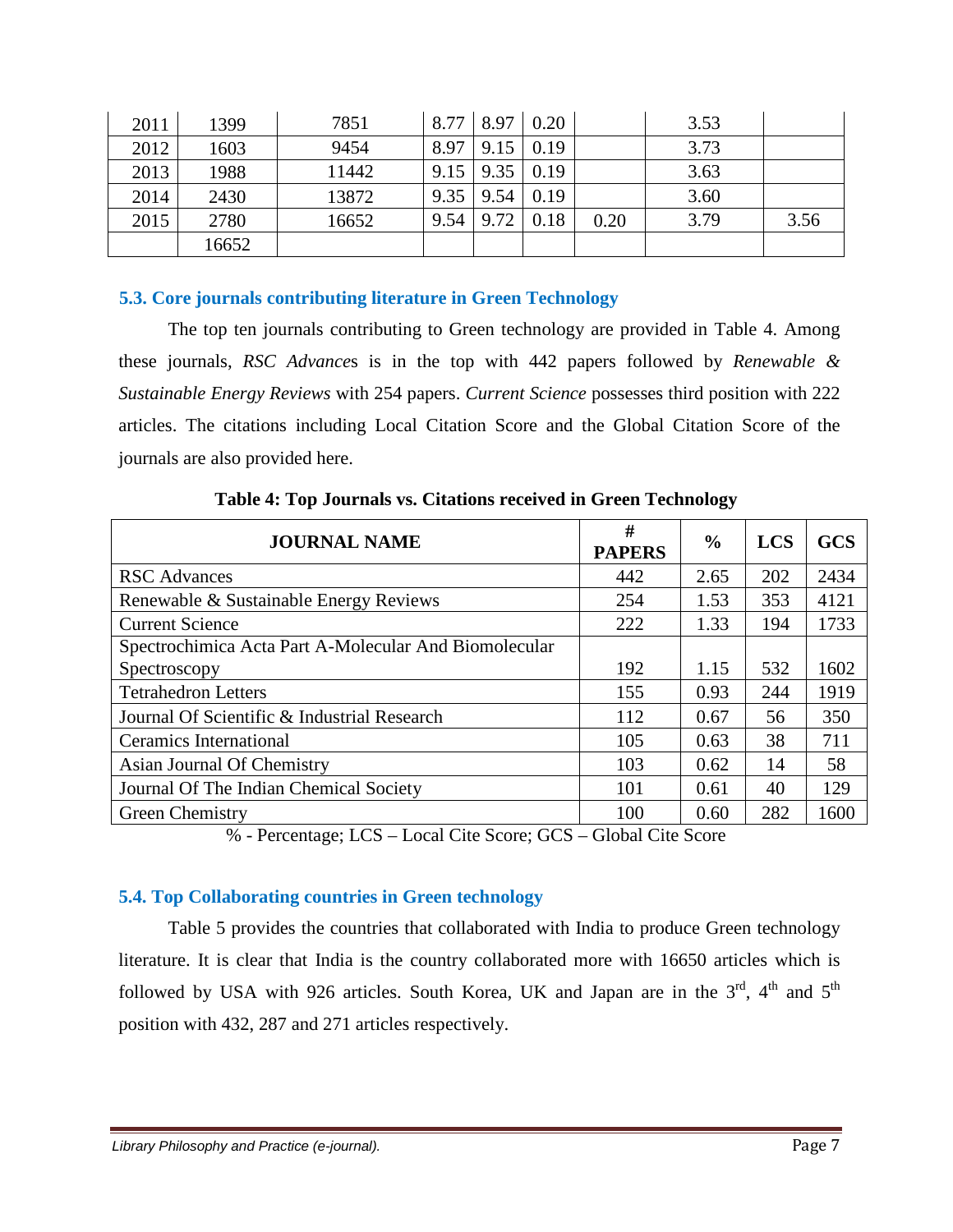| 2011 | 1399 | 7851 | 8.77 | 8.97 | 0.20 | | 3.53 | |
|---|---|---|---|---|---|---|---|---|
| 2012 | 1603 | 9454 | 8.97 | 9.15 | 0.19 | | 3.73 | |
| 2013 | 1988 | 11442 | 9.15 | 9.35 | 0.19 | | 3.63 | |
| 2014 | 2430 | 13872 | 9.35 | 9.54 | 0.19 | | 3.60 | |
| 2015 | 2780 | 16652 | 9.54 | 9.72 | 0.18 | 0.20 | 3.79 | 3.56 |
| | 16652 | | | | | | | |

### 5.3. Core journals contributing literature in Green Technology

The top ten journals contributing to Green technology are provided in Table 4. Among these journals, *RSC Advances* is in the top with 442 papers followed by *Renewable & Sustainable Energy Reviews* with 254 papers. *Current Science* possesses third position with 222 articles. The citations including Local Citation Score and the Global Citation Score of the journals are also provided here.

**Table 4: Top Journals vs. Citations received in Green Technology**

| JOURNAL NAME | # PAPERS | % | LCS | GCS |
|---|---|---|---|---|
| RSC Advances | 442 | 2.65 | 202 | 2434 |
| Renewable & Sustainable Energy Reviews | 254 | 1.53 | 353 | 4121 |
| Current Science | 222 | 1.33 | 194 | 1733 |
| Spectrochimica Acta Part A-Molecular And Biomolecular Spectroscopy | 192 | 1.15 | 532 | 1602 |
| Tetrahedron Letters | 155 | 0.93 | 244 | 1919 |
| Journal Of Scientific & Industrial Research | 112 | 0.67 | 56 | 350 |
| Ceramics International | 105 | 0.63 | 38 | 711 |
| Asian Journal Of Chemistry | 103 | 0.62 | 14 | 58 |
| Journal Of The Indian Chemical Society | 101 | 0.61 | 40 | 129 |
| Green Chemistry | 100 | 0.60 | 282 | 1600 |

% - Percentage; LCS – Local Cite Score; GCS – Global Cite Score

### 5.4. Top Collaborating countries in Green technology

Table 5 provides the countries that collaborated with India to produce Green technology literature. It is clear that India is the country collaborated more with 16650 articles which is followed by USA with 926 articles. South Korea, UK and Japan are in the 3rd, 4th and 5th position with 432, 287 and 271 articles respectively.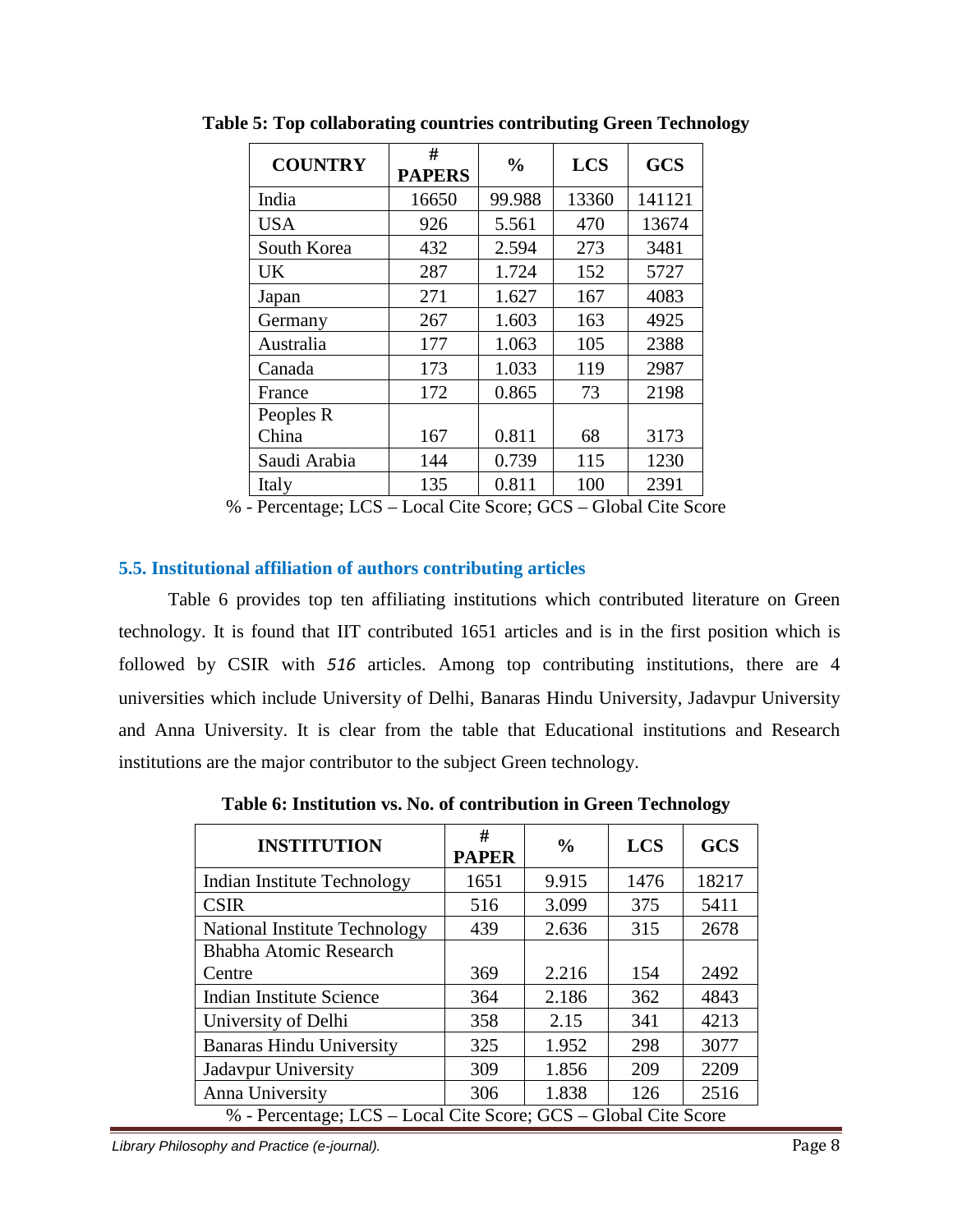**Table 5: Top collaborating countries contributing Green Technology**

| COUNTRY | # PAPERS | % | LCS | GCS |
|---|---|---|---|---|
| India | 16650 | 99.988 | 13360 | 141121 |
| USA | 926 | 5.561 | 470 | 13674 |
| South Korea | 432 | 2.594 | 273 | 3481 |
| UK | 287 | 1.724 | 152 | 5727 |
| Japan | 271 | 1.627 | 167 | 4083 |
| Germany | 267 | 1.603 | 163 | 4925 |
| Australia | 177 | 1.063 | 105 | 2388 |
| Canada | 173 | 1.033 | 119 | 2987 |
| France | 172 | 0.865 | 73 | 2198 |
| Peoples R China | 167 | 0.811 | 68 | 3173 |
| Saudi Arabia | 144 | 0.739 | 115 | 1230 |
| Italy | 135 | 0.811 | 100 | 2391 |

% - Percentage; LCS – Local Cite Score; GCS – Global Cite Score

### 5.5. Institutional affiliation of authors contributing articles

Table 6 provides top ten affiliating institutions which contributed literature on Green technology. It is found that IIT contributed 1651 articles and is in the first position which is followed by CSIR with *516* articles. Among top contributing institutions, there are 4 universities which include University of Delhi, Banaras Hindu University, Jadavpur University and Anna University. It is clear from the table that Educational institutions and Research institutions are the major contributor to the subject Green technology.

**Table 6: Institution vs. No. of contribution in Green Technology**

| INSTITUTION | # PAPER | % | LCS | GCS |
|---|---|---|---|---|
| Indian Institute Technology | 1651 | 9.915 | 1476 | 18217 |
| CSIR | 516 | 3.099 | 375 | 5411 |
| National Institute Technology | 439 | 2.636 | 315 | 2678 |
| Bhabha Atomic Research Centre | 369 | 2.216 | 154 | 2492 |
| Indian Institute Science | 364 | 2.186 | 362 | 4843 |
| University of Delhi | 358 | 2.15 | 341 | 4213 |
| Banaras Hindu University | 325 | 1.952 | 298 | 3077 |
| Jadavpur University | 309 | 1.856 | 209 | 2209 |
| Anna University | 306 | 1.838 | 126 | 2516 |

% - Percentage; LCS – Local Cite Score; GCS – Global Cite Score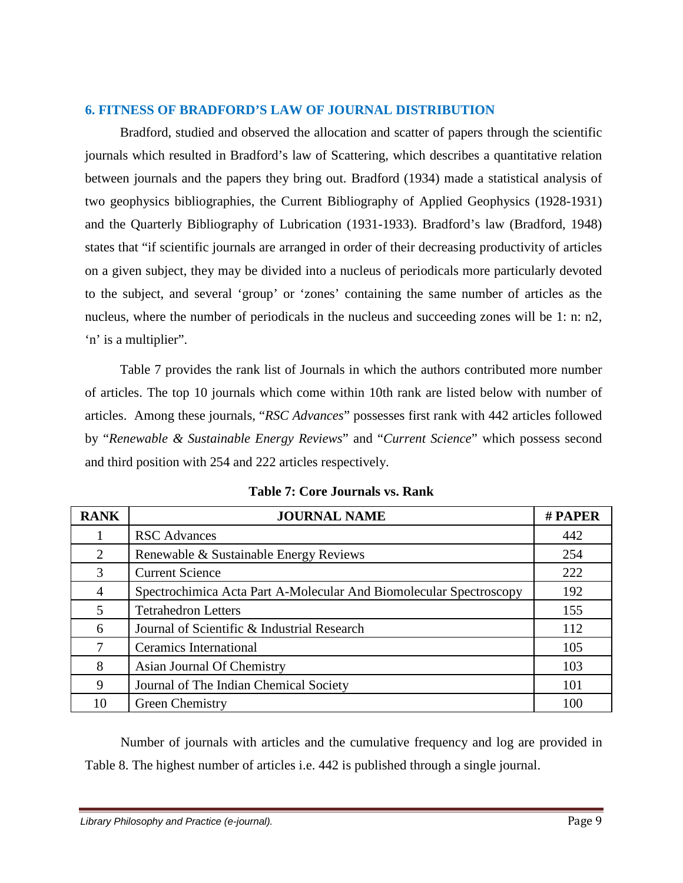## 6. FITNESS OF BRADFORD'S LAW OF JOURNAL DISTRIBUTION

Bradford, studied and observed the allocation and scatter of papers through the scientific journals which resulted in Bradford's law of Scattering, which describes a quantitative relation between journals and the papers they bring out. Bradford (1934) made a statistical analysis of two geophysics bibliographies, the Current Bibliography of Applied Geophysics (1928-1931) and the Quarterly Bibliography of Lubrication (1931-1933). Bradford's law (Bradford, 1948) states that "if scientific journals are arranged in order of their decreasing productivity of articles on a given subject, they may be divided into a nucleus of periodicals more particularly devoted to the subject, and several 'group' or 'zones' containing the same number of articles as the nucleus, where the number of periodicals in the nucleus and succeeding zones will be 1: n: n2, 'n' is a multiplier".

Table 7 provides the rank list of Journals in which the authors contributed more number of articles. The top 10 journals which come within 10th rank are listed below with number of articles. Among these journals, "*RSC Advances*" possesses first rank with 442 articles followed by "*Renewable & Sustainable Energy Reviews*" and "*Current Science*" which possess second and third position with 254 and 222 articles respectively.

**Table 7: Core Journals vs. Rank**

| RANK | JOURNAL NAME | # PAPER |
|---|---|---|
| 1 | RSC Advances | 442 |
| 2 | Renewable & Sustainable Energy Reviews | 254 |
| 3 | Current Science | 222 |
| 4 | Spectrochimica Acta Part A-Molecular And Biomolecular Spectroscopy | 192 |
| 5 | Tetrahedron Letters | 155 |
| 6 | Journal of Scientific & Industrial Research | 112 |
| 7 | Ceramics International | 105 |
| 8 | Asian Journal Of Chemistry | 103 |
| 9 | Journal of The Indian Chemical Society | 101 |
| 10 | Green Chemistry | 100 |

Number of journals with articles and the cumulative frequency and log are provided in Table 8. The highest number of articles i.e. 442 is published through a single journal.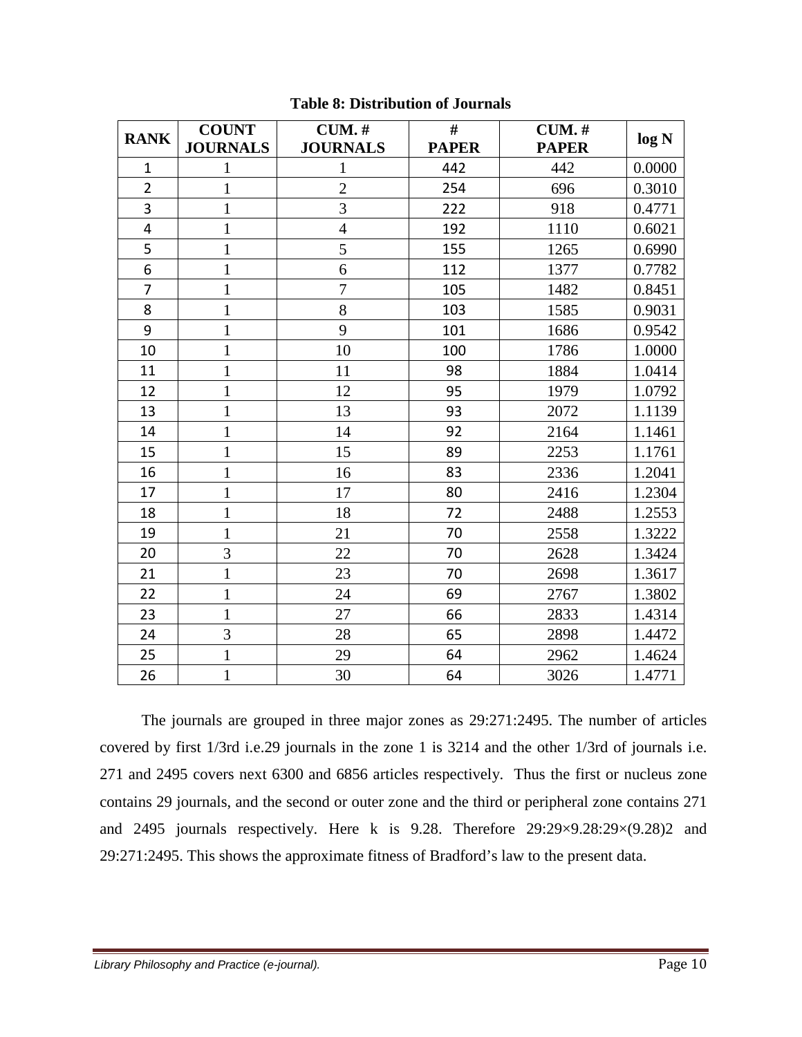**Table 8: Distribution of Journals**

| RANK | COUNT JOURNALS | CUM. # JOURNALS | # PAPER | CUM. # PAPER | log N |
|---|---|---|---|---|---|
| 1 | 1 | 1 | 442 | 442 | 0.0000 |
| 2 | 1 | 2 | 254 | 696 | 0.3010 |
| 3 | 1 | 3 | 222 | 918 | 0.4771 |
| 4 | 1 | 4 | 192 | 1110 | 0.6021 |
| 5 | 1 | 5 | 155 | 1265 | 0.6990 |
| 6 | 1 | 6 | 112 | 1377 | 0.7782 |
| 7 | 1 | 7 | 105 | 1482 | 0.8451 |
| 8 | 1 | 8 | 103 | 1585 | 0.9031 |
| 9 | 1 | 9 | 101 | 1686 | 0.9542 |
| 10 | 1 | 10 | 100 | 1786 | 1.0000 |
| 11 | 1 | 11 | 98 | 1884 | 1.0414 |
| 12 | 1 | 12 | 95 | 1979 | 1.0792 |
| 13 | 1 | 13 | 93 | 2072 | 1.1139 |
| 14 | 1 | 14 | 92 | 2164 | 1.1461 |
| 15 | 1 | 15 | 89 | 2253 | 1.1761 |
| 16 | 1 | 16 | 83 | 2336 | 1.2041 |
| 17 | 1 | 17 | 80 | 2416 | 1.2304 |
| 18 | 1 | 18 | 72 | 2488 | 1.2553 |
| 19 | 1 | 21 | 70 | 2558 | 1.3222 |
| 20 | 3 | 22 | 70 | 2628 | 1.3424 |
| 21 | 1 | 23 | 70 | 2698 | 1.3617 |
| 22 | 1 | 24 | 69 | 2767 | 1.3802 |
| 23 | 1 | 27 | 66 | 2833 | 1.4314 |
| 24 | 3 | 28 | 65 | 2898 | 1.4472 |
| 25 | 1 | 29 | 64 | 2962 | 1.4624 |
| 26 | 1 | 30 | 64 | 3026 | 1.4771 |

The journals are grouped in three major zones as 29:271:2495. The number of articles covered by first 1/3rd i.e.29 journals in the zone 1 is 3214 and the other 1/3rd of journals i.e. 271 and 2495 covers next 6300 and 6856 articles respectively. Thus the first or nucleus zone contains 29 journals, and the second or outer zone and the third or peripheral zone contains 271 and 2495 journals respectively. Here k is 9.28. Therefore $29:29\times9.28:29\times(9.28)^2$ and 29:271:2495. This shows the approximate fitness of Bradford's law to the present data.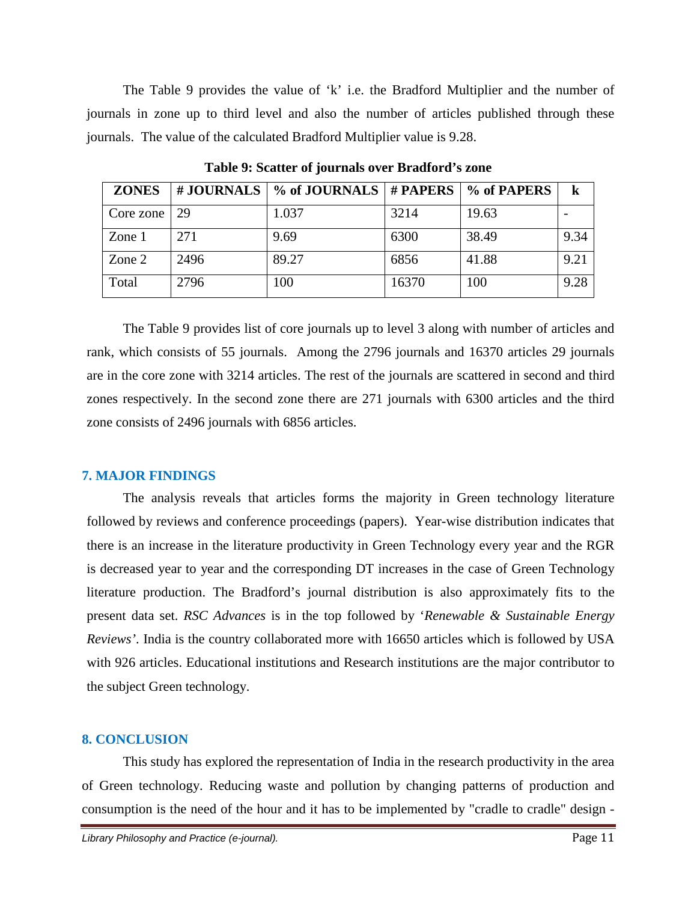The Table 9 provides the value of 'k' i.e. the Bradford Multiplier and the number of journals in zone up to third level and also the number of articles published through these journals. The value of the calculated Bradford Multiplier value is 9.28.

**Table 9: Scatter of journals over Bradford's zone**

| ZONES | # JOURNALS | % of JOURNALS | # PAPERS | % of PAPERS | k |
|---|---|---|---|---|---|
| Core zone | 29 | 1.037 | 3214 | 19.63 | - |
| Zone 1 | 271 | 9.69 | 6300 | 38.49 | 9.34 |
| Zone 2 | 2496 | 89.27 | 6856 | 41.88 | 9.21 |
| Total | 2796 | 100 | 16370 | 100 | 9.28 |

The Table 9 provides list of core journals up to level 3 along with number of articles and rank, which consists of 55 journals. Among the 2796 journals and 16370 articles 29 journals are in the core zone with 3214 articles. The rest of the journals are scattered in second and third zones respectively. In the second zone there are 271 journals with 6300 articles and the third zone consists of 2496 journals with 6856 articles.

## 7. MAJOR FINDINGS

The analysis reveals that articles forms the majority in Green technology literature followed by reviews and conference proceedings (papers). Year-wise distribution indicates that there is an increase in the literature productivity in Green Technology every year and the RGR is decreased year to year and the corresponding DT increases in the case of Green Technology literature production. The Bradford's journal distribution is also approximately fits to the present data set. *RSC Advances* is in the top followed by '*Renewable & Sustainable Energy Reviews'*. India is the country collaborated more with 16650 articles which is followed by USA with 926 articles. Educational institutions and Research institutions are the major contributor to the subject Green technology.

## 8. CONCLUSION

This study has explored the representation of India in the research productivity in the area of Green technology. Reducing waste and pollution by changing patterns of production and consumption is the need of the hour and it has to be implemented by "cradle to cradle" design -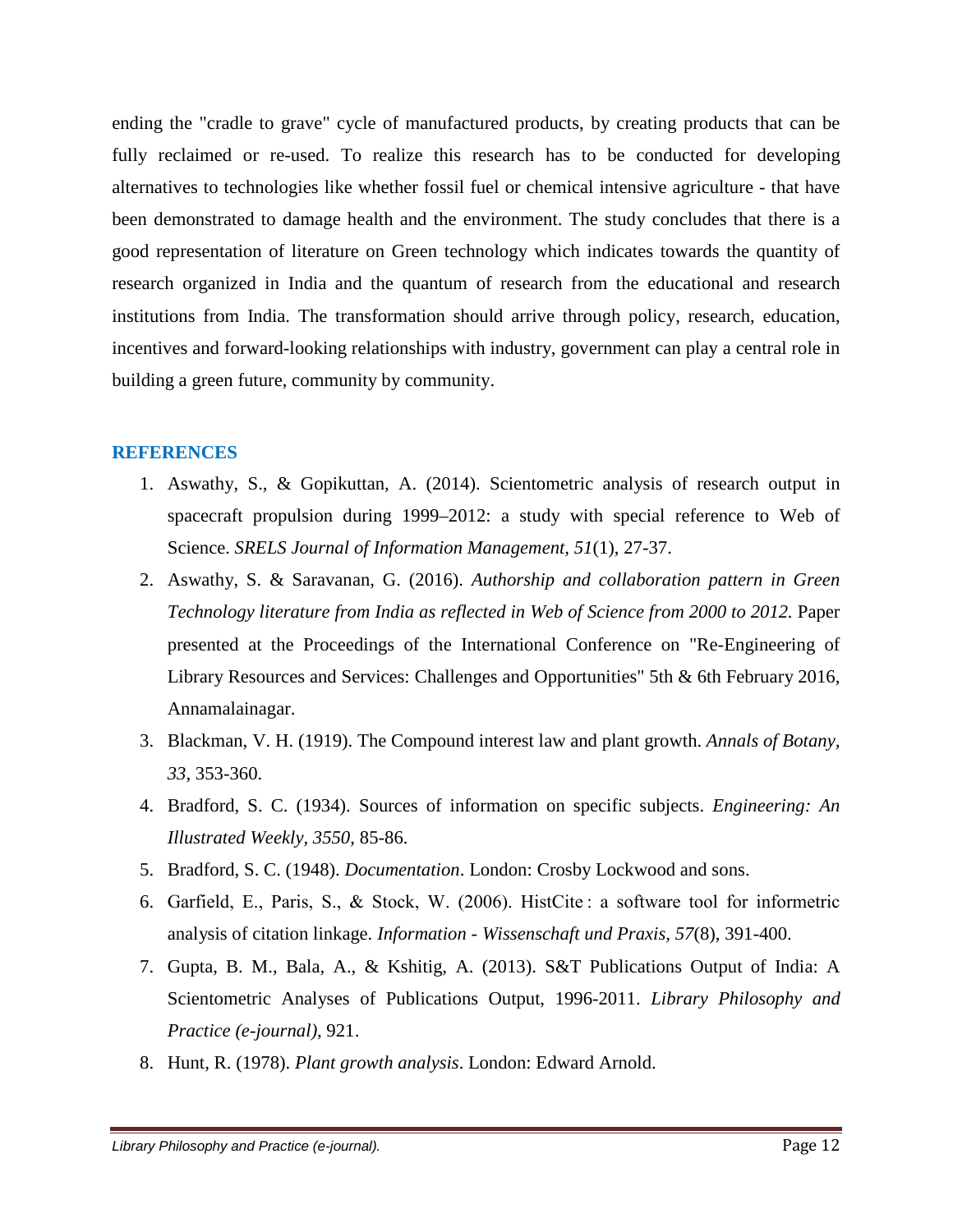ending the "cradle to grave" cycle of manufactured products, by creating products that can be fully reclaimed or re-used. To realize this research has to be conducted for developing alternatives to technologies like whether fossil fuel or chemical intensive agriculture - that have been demonstrated to damage health and the environment. The study concludes that there is a good representation of literature on Green technology which indicates towards the quantity of research organized in India and the quantum of research from the educational and research institutions from India. The transformation should arrive through policy, research, education, incentives and forward-looking relationships with industry, government can play a central role in building a green future, community by community.

## REFERENCES

1. Aswathy, S., & Gopikuttan, A. (2014). Scientometric analysis of research output in spacecraft propulsion during 1999–2012: a study with special reference to Web of Science. *SRELS Journal of Information Management, 51*(1), 27-37.
2. Aswathy, S. & Saravanan, G. (2016). *Authorship and collaboration pattern in Green Technology literature from India as reflected in Web of Science from 2000 to 2012*. Paper presented at the Proceedings of the International Conference on "Re-Engineering of Library Resources and Services: Challenges and Opportunities" 5th & 6th February 2016, Annamalainagar.
3. Blackman, V. H. (1919). The Compound interest law and plant growth. *Annals of Botany, 33*, 353-360.
4. Bradford, S. C. (1934). Sources of information on specific subjects. *Engineering: An Illustrated Weekly, 3550*, 85-86.
5. Bradford, S. C. (1948). *Documentation*. London: Crosby Lockwood and sons.
6. Garfield, E., Paris, S., & Stock, W. (2006). HistCite : a software tool for informetric analysis of citation linkage. *Information - Wissenschaft und Praxis, 57*(8), 391-400.
7. Gupta, B. M., Bala, A., & Kshitig, A. (2013). S&T Publications Output of India: A Scientometric Analyses of Publications Output, 1996-2011. *Library Philosophy and Practice (e-journal)*, 921.
8. Hunt, R. (1978). *Plant growth analysis*. London: Edward Arnold.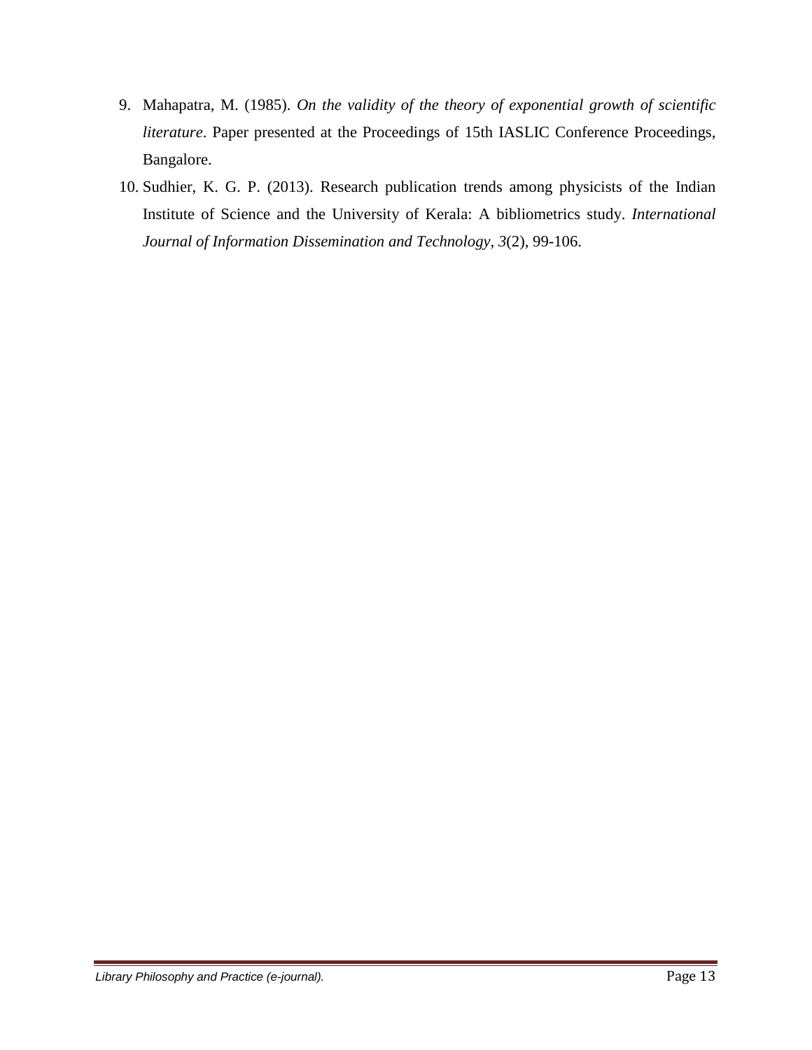9. Mahapatra, M. (1985). *On the validity of the theory of exponential growth of scientific literature*. Paper presented at the Proceedings of 15th IASLIC Conference Proceedings, Bangalore.
10. Sudhier, K. G. P. (2013). Research publication trends among physicists of the Indian Institute of Science and the University of Kerala: A bibliometrics study. *International Journal of Information Dissemination and Technology, 3*(2), 99-106.